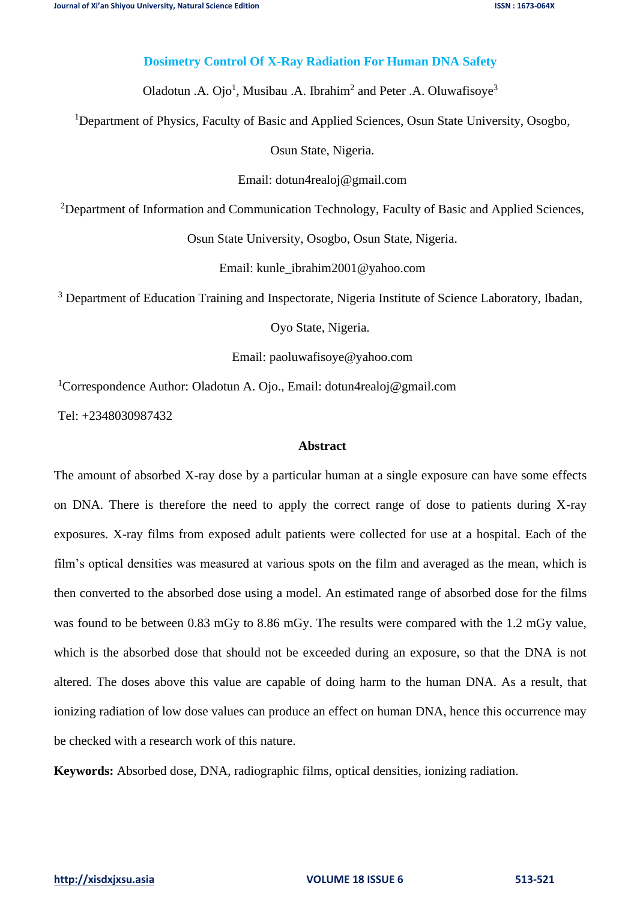# Dosimetry Control Of X-Ray Radiation For Human DNA Safety

Oladotun .A. Ojo[1], Musibau .A. Ibrahim[2] and Peter .A. Oluwafisoye[3]

[1]Department of Physics, Faculty of Basic and Applied Sciences, Osun State University, Osogbo, Osun State, Nigeria.

Email: dotun4realoj@gmail.com

[2]Department of Information and Communication Technology, Faculty of Basic and Applied Sciences, Osun State University, Osogbo, Osun State, Nigeria.

Email: kunle_ibrahim2001@yahoo.com

[3] Department of Education Training and Inspectorate, Nigeria Institute of Science Laboratory, Ibadan, Oyo State, Nigeria.

Email: paoluwafisoye@yahoo.com

[1]Correspondence Author: Oladotun A. Ojo., Email: dotun4realoj@gmail.com

Tel: +2348030987432

## Abstract

The amount of absorbed X-ray dose by a particular human at a single exposure can have some effects on DNA. There is therefore the need to apply the correct range of dose to patients during X-ray exposures. X-ray films from exposed adult patients were collected for use at a hospital. Each of the film's optical densities was measured at various spots on the film and averaged as the mean, which is then converted to the absorbed dose using a model. An estimated range of absorbed dose for the films was found to be between 0.83 mGy to 8.86 mGy. The results were compared with the 1.2 mGy value, which is the absorbed dose that should not be exceeded during an exposure, so that the DNA is not altered. The doses above this value are capable of doing harm to the human DNA. As a result, that ionizing radiation of low dose values can produce an effect on human DNA, hence this occurrence may be checked with a research work of this nature.

**Keywords:** Absorbed dose, DNA, radiographic films, optical densities, ionizing radiation.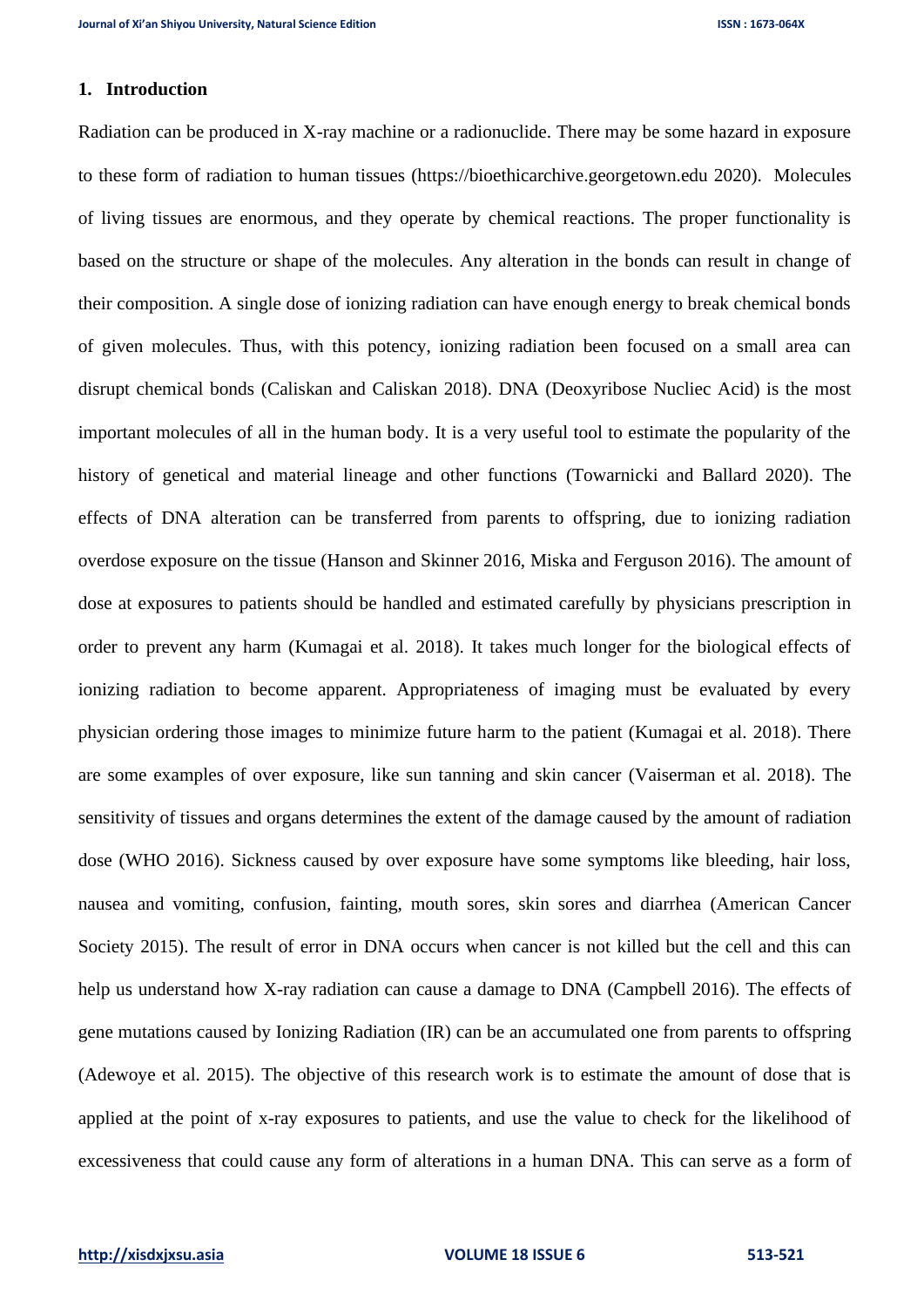## 1. Introduction

Radiation can be produced in X-ray machine or a radionuclide. There may be some hazard in exposure to these form of radiation to human tissues (https://bioethicarchive.georgetown.edu 2020). Molecules of living tissues are enormous, and they operate by chemical reactions. The proper functionality is based on the structure or shape of the molecules. Any alteration in the bonds can result in change of their composition. A single dose of ionizing radiation can have enough energy to break chemical bonds of given molecules. Thus, with this potency, ionizing radiation been focused on a small area can disrupt chemical bonds (Caliskan and Caliskan 2018). DNA (Deoxyribose Nucliec Acid) is the most important molecules of all in the human body. It is a very useful tool to estimate the popularity of the history of genetical and material lineage and other functions (Towarnicki and Ballard 2020). The effects of DNA alteration can be transferred from parents to offspring, due to ionizing radiation overdose exposure on the tissue (Hanson and Skinner 2016, Miska and Ferguson 2016). The amount of dose at exposures to patients should be handled and estimated carefully by physicians prescription in order to prevent any harm (Kumagai et al. 2018). It takes much longer for the biological effects of ionizing radiation to become apparent. Appropriateness of imaging must be evaluated by every physician ordering those images to minimize future harm to the patient (Kumagai et al. 2018). There are some examples of over exposure, like sun tanning and skin cancer (Vaiserman et al. 2018). The sensitivity of tissues and organs determines the extent of the damage caused by the amount of radiation dose (WHO 2016). Sickness caused by over exposure have some symptoms like bleeding, hair loss, nausea and vomiting, confusion, fainting, mouth sores, skin sores and diarrhea (American Cancer Society 2015). The result of error in DNA occurs when cancer is not killed but the cell and this can help us understand how X-ray radiation can cause a damage to DNA (Campbell 2016). The effects of gene mutations caused by Ionizing Radiation (IR) can be an accumulated one from parents to offspring (Adewoye et al. 2015). The objective of this research work is to estimate the amount of dose that is applied at the point of x-ray exposures to patients, and use the value to check for the likelihood of excessiveness that could cause any form of alterations in a human DNA. This can serve as a form of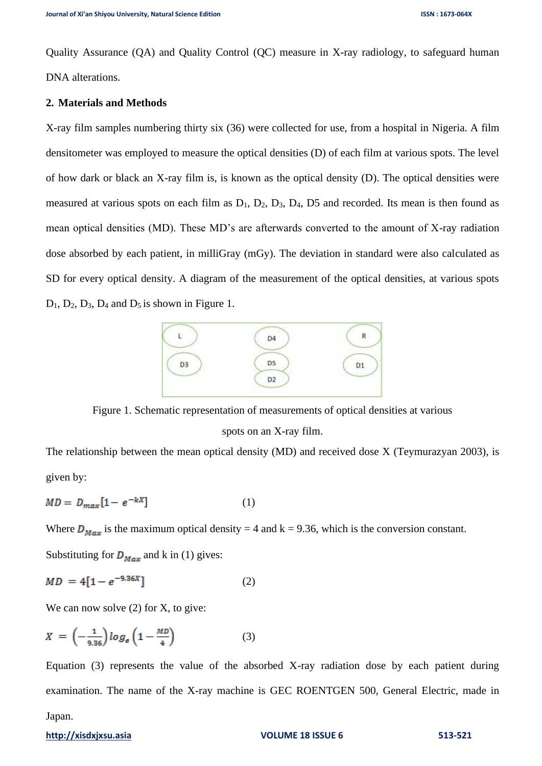Quality Assurance (QA) and Quality Control (QC) measure in X-ray radiology, to safeguard human DNA alterations.

## 2. Materials and Methods

X-ray film samples numbering thirty six (36) were collected for use, from a hospital in Nigeria. A film densitometer was employed to measure the optical densities (D) of each film at various spots. The level of how dark or black an X-ray film is, is known as the optical density (D). The optical densities were measured at various spots on each film as $D_1$, $D_2$, $D_3$, $D_4$, D5 and recorded. Its mean is then found as mean optical densities (MD). These MD's are afterwards converted to the amount of X-ray radiation dose absorbed by each patient, in milliGray (mGy). The deviation in standard were also calculated as SD for every optical density. A diagram of the measurement of the optical densities, at various spots $D_1$, $D_2$, $D_3$, $D_4$ and $D_5$ is shown in Figure 1.

| L | D4 | R |
|---|---|---|
| D3 | D5 | D1 |
| | D2 | |

Figure 1. Schematic representation of measurements of optical densities at various spots on an X-ray film.

The relationship between the mean optical density (MD) and received dose X (Teymurazyan 2003), is given by:

$$MD = D_{max}[1 - e^{-kX}] \qquad (1)$$

Where $D_{Max}$ is the maximum optical density = 4 and k = 9.36, which is the conversion constant.

Substituting for $D_{Max}$ and k in (1) gives:

$$MD = 4[1 - e^{-9.36X}] \qquad (2)$$

We can now solve (2) for X, to give:

$$X = \left(-\frac{1}{9.36}\right) \log_e \left(1 - \frac{MD}{4}\right) \qquad (3)$$

Equation (3) represents the value of the absorbed X-ray radiation dose by each patient during examination. The name of the X-ray machine is GEC ROENTGEN 500, General Electric, made in Japan.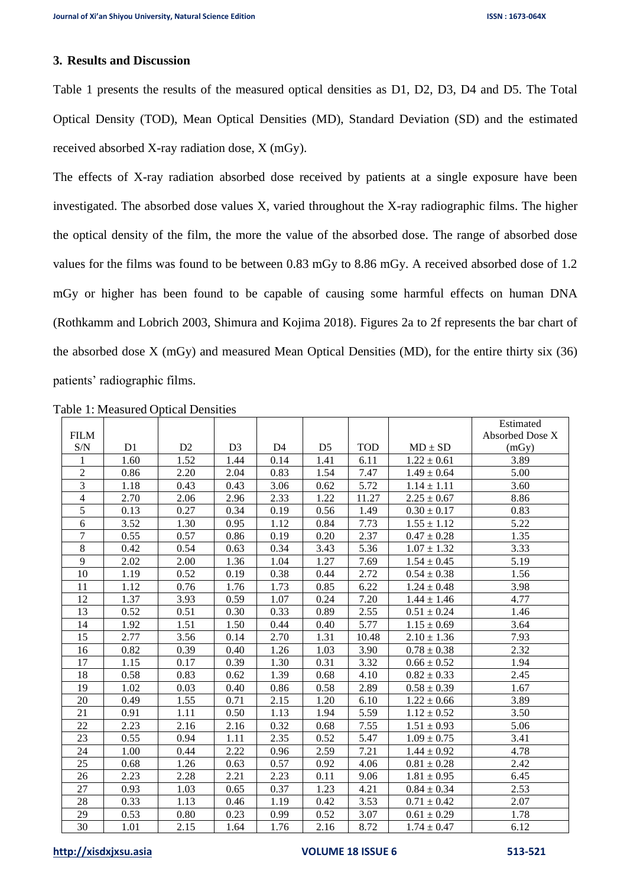## 3. Results and Discussion

Table 1 presents the results of the measured optical densities as D1, D2, D3, D4 and D5. The Total Optical Density (TOD), Mean Optical Densities (MD), Standard Deviation (SD) and the estimated received absorbed X-ray radiation dose, X (mGy).

The effects of X-ray radiation absorbed dose received by patients at a single exposure have been investigated. The absorbed dose values X, varied throughout the X-ray radiographic films. The higher the optical density of the film, the more the value of the absorbed dose. The range of absorbed dose values for the films was found to be between 0.83 mGy to 8.86 mGy. A received absorbed dose of 1.2 mGy or higher has been found to be capable of causing some harmful effects on human DNA (Rothkamm and Lobrich 2003, Shimura and Kojima 2018). Figures 2a to 2f represents the bar chart of the absorbed dose X (mGy) and measured Mean Optical Densities (MD), for the entire thirty six (36) patients' radiographic films.

Table 1: Measured Optical Densities

| FILM S/N | D1 | D2 | D3 | D4 | D5 | TOD | MD ± SD | Estimated Absorbed Dose X (mGy) |
|---|---|---|---|---|---|---|---|---|
| 1 | 1.60 | 1.52 | 1.44 | 0.14 | 1.41 | 6.11 | 1.22 ± 0.61 | 3.89 |
| 2 | 0.86 | 2.20 | 2.04 | 0.83 | 1.54 | 7.47 | 1.49 ± 0.64 | 5.00 |
| 3 | 1.18 | 0.43 | 0.43 | 3.06 | 0.62 | 5.72 | 1.14 ± 1.11 | 3.60 |
| 4 | 2.70 | 2.06 | 2.96 | 2.33 | 1.22 | 11.27 | 2.25 ± 0.67 | 8.86 |
| 5 | 0.13 | 0.27 | 0.34 | 0.19 | 0.56 | 1.49 | 0.30 ± 0.17 | 0.83 |
| 6 | 3.52 | 1.30 | 0.95 | 1.12 | 0.84 | 7.73 | 1.55 ± 1.12 | 5.22 |
| 7 | 0.55 | 0.57 | 0.86 | 0.19 | 0.20 | 2.37 | 0.47 ± 0.28 | 1.35 |
| 8 | 0.42 | 0.54 | 0.63 | 0.34 | 3.43 | 5.36 | 1.07 ± 1.32 | 3.33 |
| 9 | 2.02 | 2.00 | 1.36 | 1.04 | 1.27 | 7.69 | 1.54 ± 0.45 | 5.19 |
| 10 | 1.19 | 0.52 | 0.19 | 0.38 | 0.44 | 2.72 | 0.54 ± 0.38 | 1.56 |
| 11 | 1.12 | 0.76 | 1.76 | 1.73 | 0.85 | 6.22 | 1.24 ± 0.48 | 3.98 |
| 12 | 1.37 | 3.93 | 0.59 | 1.07 | 0.24 | 7.20 | 1.44 ± 1.46 | 4.77 |
| 13 | 0.52 | 0.51 | 0.30 | 0.33 | 0.89 | 2.55 | 0.51 ± 0.24 | 1.46 |
| 14 | 1.92 | 1.51 | 1.50 | 0.44 | 0.40 | 5.77 | 1.15 ± 0.69 | 3.64 |
| 15 | 2.77 | 3.56 | 0.14 | 2.70 | 1.31 | 10.48 | 2.10 ± 1.36 | 7.93 |
| 16 | 0.82 | 0.39 | 0.40 | 1.26 | 1.03 | 3.90 | 0.78 ± 0.38 | 2.32 |
| 17 | 1.15 | 0.17 | 0.39 | 1.30 | 0.31 | 3.32 | 0.66 ± 0.52 | 1.94 |
| 18 | 0.58 | 0.83 | 0.62 | 1.39 | 0.68 | 4.10 | 0.82 ± 0.33 | 2.45 |
| 19 | 1.02 | 0.03 | 0.40 | 0.86 | 0.58 | 2.89 | 0.58 ± 0.39 | 1.67 |
| 20 | 0.49 | 1.55 | 0.71 | 2.15 | 1.20 | 6.10 | 1.22 ± 0.66 | 3.89 |
| 21 | 0.91 | 1.11 | 0.50 | 1.13 | 1.94 | 5.59 | 1.12 ± 0.52 | 3.50 |
| 22 | 2.23 | 2.16 | 2.16 | 0.32 | 0.68 | 7.55 | 1.51 ± 0.93 | 5.06 |
| 23 | 0.55 | 0.94 | 1.11 | 2.35 | 0.52 | 5.47 | 1.09 ± 0.75 | 3.41 |
| 24 | 1.00 | 0.44 | 2.22 | 0.96 | 2.59 | 7.21 | 1.44 ± 0.92 | 4.78 |
| 25 | 0.68 | 1.26 | 0.63 | 0.57 | 0.92 | 4.06 | 0.81 ± 0.28 | 2.42 |
| 26 | 2.23 | 2.28 | 2.21 | 2.23 | 0.11 | 9.06 | 1.81 ± 0.95 | 6.45 |
| 27 | 0.93 | 1.03 | 0.65 | 0.37 | 1.23 | 4.21 | 0.84 ± 0.34 | 2.53 |
| 28 | 0.33 | 1.13 | 0.46 | 1.19 | 0.42 | 3.53 | 0.71 ± 0.42 | 2.07 |
| 29 | 0.53 | 0.80 | 0.23 | 0.99 | 0.52 | 3.07 | 0.61 ± 0.29 | 1.78 |
| 30 | 1.01 | 2.15 | 1.64 | 1.76 | 2.16 | 8.72 | 1.74 ± 0.47 | 6.12 |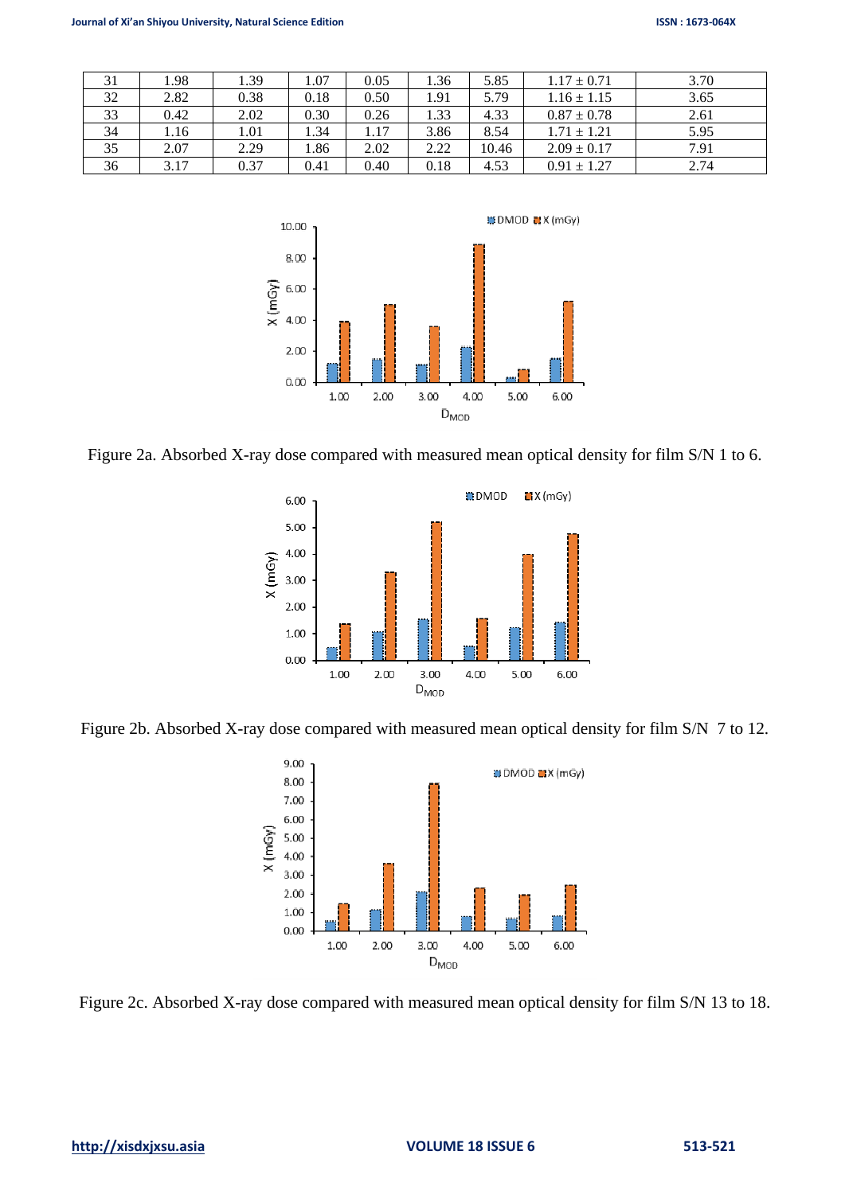| 31 | 1.98 | 1.39 | 1.07 | 0.05 | 1.36 | 5.85 | 1.17 ± 0.71 | 3.70 |
|---|---|---|---|---|---|---|---|---|
| 32 | 2.82 | 0.38 | 0.18 | 0.50 | 1.91 | 5.79 | 1.16 ± 1.15 | 3.65 |
| 33 | 0.42 | 2.02 | 0.30 | 0.26 | 1.33 | 4.33 | 0.87 ± 0.78 | 2.61 |
| 34 | 1.16 | 1.01 | 1.34 | 1.17 | 3.86 | 8.54 | 1.71 ± 1.21 | 5.95 |
| 35 | 2.07 | 2.29 | 1.86 | 2.02 | 2.22 | 10.46 | 2.09 ± 0.17 | 7.91 |
| 36 | 3.17 | 0.37 | 0.41 | 0.40 | 0.18 | 4.53 | 0.91 ± 1.27 | 2.74 |

Figure 2a. Absorbed X-ray dose compared with measured mean optical density for film S/N 1 to 6.

Figure 2b. Absorbed X-ray dose compared with measured mean optical density for film S/N 7 to 12.

Figure 2c. Absorbed X-ray dose compared with measured mean optical density for film S/N 13 to 18.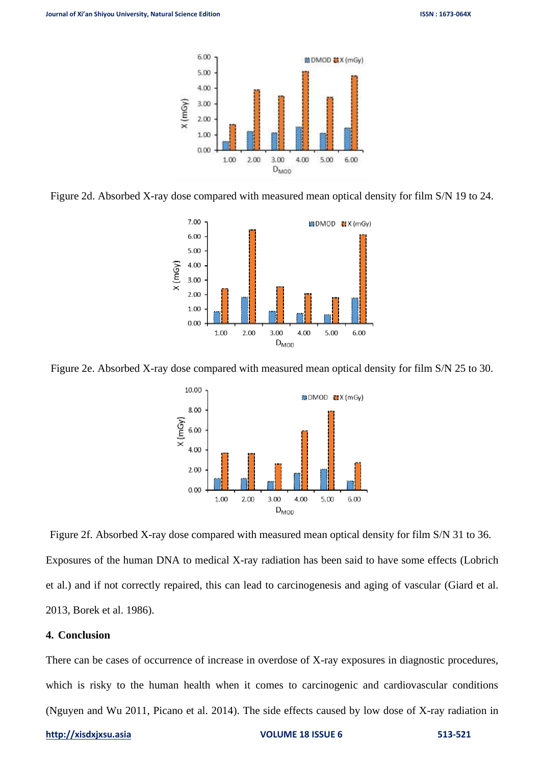Figure 2d. Absorbed X-ray dose compared with measured mean optical density for film S/N 19 to 24.

Figure 2e. Absorbed X-ray dose compared with measured mean optical density for film S/N 25 to 30.

Figure 2f. Absorbed X-ray dose compared with measured mean optical density for film S/N 31 to 36.

Exposures of the human DNA to medical X-ray radiation has been said to have some effects (Lobrich et al.) and if not correctly repaired, this can lead to carcinogenesis and aging of vascular (Giard et al. 2013, Borek et al. 1986).

## 4. Conclusion

There can be cases of occurrence of increase in overdose of X-ray exposures in diagnostic procedures, which is risky to the human health when it comes to carcinogenic and cardiovascular conditions (Nguyen and Wu 2011, Picano et al. 2014). The side effects caused by low dose of X-ray radiation in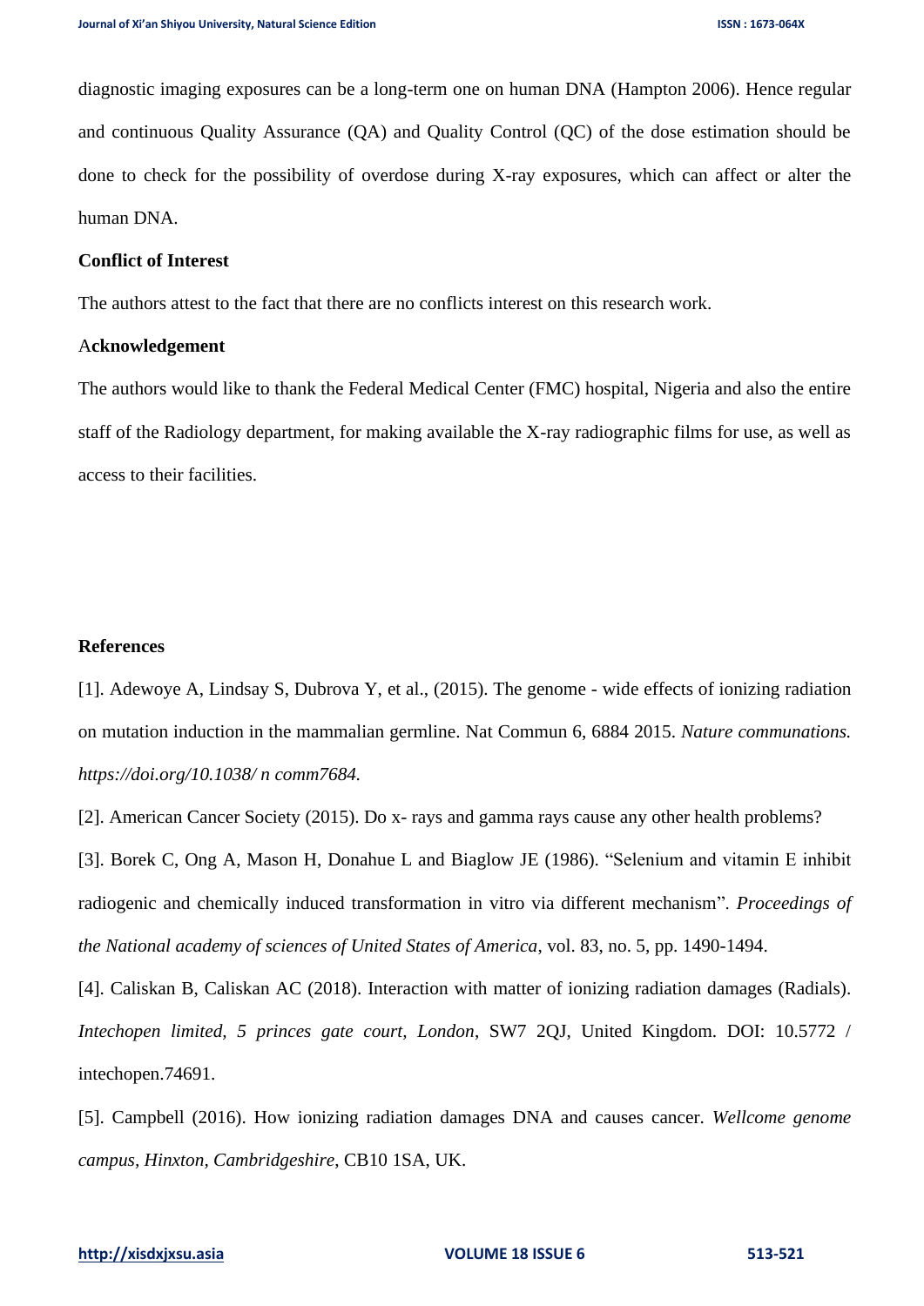diagnostic imaging exposures can be a long-term one on human DNA (Hampton 2006). Hence regular and continuous Quality Assurance (QA) and Quality Control (QC) of the dose estimation should be done to check for the possibility of overdose during X-ray exposures, which can affect or alter the human DNA.

**Conflict of Interest**

The authors attest to the fact that there are no conflicts interest on this research work.

**Acknowledgement**

The authors would like to thank the Federal Medical Center (FMC) hospital, Nigeria and also the entire staff of the Radiology department, for making available the X-ray radiographic films for use, as well as access to their facilities.

**References**

[1]. Adewoye A, Lindsay S, Dubrova Y, et al., (2015). The genome - wide effects of ionizing radiation on mutation induction in the mammalian germline. Nat Commun 6, 6884 2015. *Nature communations. https://doi.org/10.1038/ n comm7684.*

[2]. American Cancer Society (2015). Do x- rays and gamma rays cause any other health problems?

[3]. Borek C, Ong A, Mason H, Donahue L and Biaglow JE (1986). "Selenium and vitamin E inhibit radiogenic and chemically induced transformation in vitro via different mechanism". *Proceedings of the National academy of sciences of United States of America*, vol. 83, no. 5, pp. 1490-1494.

[4]. Caliskan B, Caliskan AC (2018). Interaction with matter of ionizing radiation damages (Radials). *Intechopen limited, 5 princes gate court, London*, SW7 2QJ, United Kingdom. DOI: 10.5772 / intechopen.74691.

[5]. Campbell (2016). How ionizing radiation damages DNA and causes cancer. *Wellcome genome campus, Hinxton, Cambridgeshire*, CB10 1SA, UK.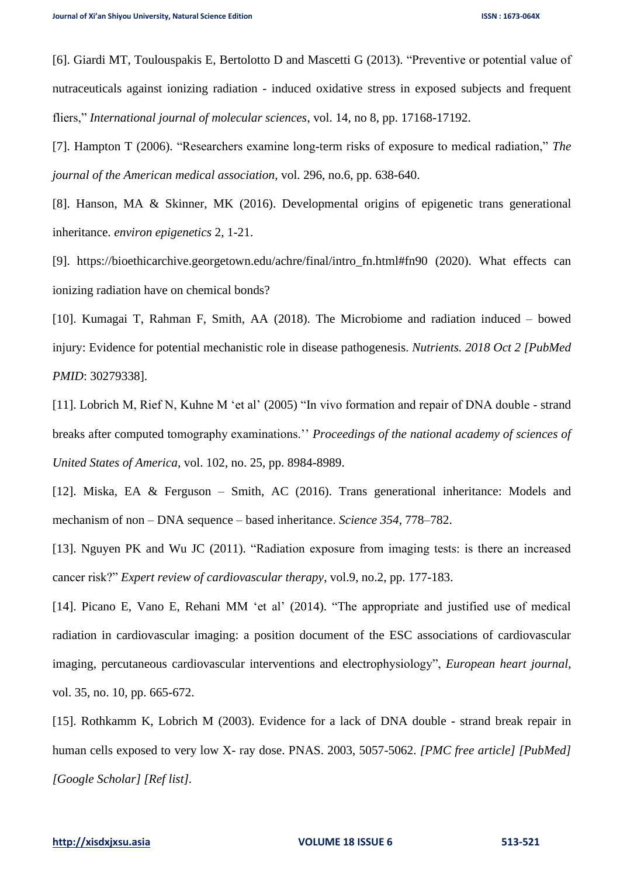[6]. Giardi MT, Toulouspakis E, Bertolotto D and Mascetti G (2013). "Preventive or potential value of nutraceuticals against ionizing radiation - induced oxidative stress in exposed subjects and frequent fliers," *International journal of molecular sciences*, vol. 14, no 8, pp. 17168-17192.

[7]. Hampton T (2006). "Researchers examine long-term risks of exposure to medical radiation," *The journal of the American medical association*, vol. 296, no.6, pp. 638-640.

[8]. Hanson, MA & Skinner, MK (2016). Developmental origins of epigenetic trans generational inheritance. *environ epigenetics* 2, 1-21.

[9]. https://bioethicarchive.georgetown.edu/achre/final/intro_fn.html#fn90 (2020). What effects can ionizing radiation have on chemical bonds?

[10]. Kumagai T, Rahman F, Smith, AA (2018). The Microbiome and radiation induced – bowed injury: Evidence for potential mechanistic role in disease pathogenesis. *Nutrients. 2018 Oct 2 [PubMed PMID*: 30279338].

[11]. Lobrich M, Rief N, Kuhne M 'et al' (2005) "In vivo formation and repair of DNA double - strand breaks after computed tomography examinations.'' *Proceedings of the national academy of sciences of United States of America*, vol. 102, no. 25, pp. 8984-8989.

[12]. Miska, EA & Ferguson – Smith, AC (2016). Trans generational inheritance: Models and mechanism of non – DNA sequence – based inheritance. *Science 354*, 778–782.

[13]. Nguyen PK and Wu JC (2011). "Radiation exposure from imaging tests: is there an increased cancer risk?" *Expert review of cardiovascular therapy*, vol.9, no.2, pp. 177-183.

[14]. Picano E, Vano E, Rehani MM 'et al' (2014). "The appropriate and justified use of medical radiation in cardiovascular imaging: a position document of the ESC associations of cardiovascular imaging, percutaneous cardiovascular interventions and electrophysiology", *European heart journal*, vol. 35, no. 10, pp. 665-672.

[15]. Rothkamm K, Lobrich M (2003). Evidence for a lack of DNA double - strand break repair in human cells exposed to very low X- ray dose. PNAS. 2003, 5057-5062. *[PMC free article] [PubMed] [Google Scholar] [Ref list]*.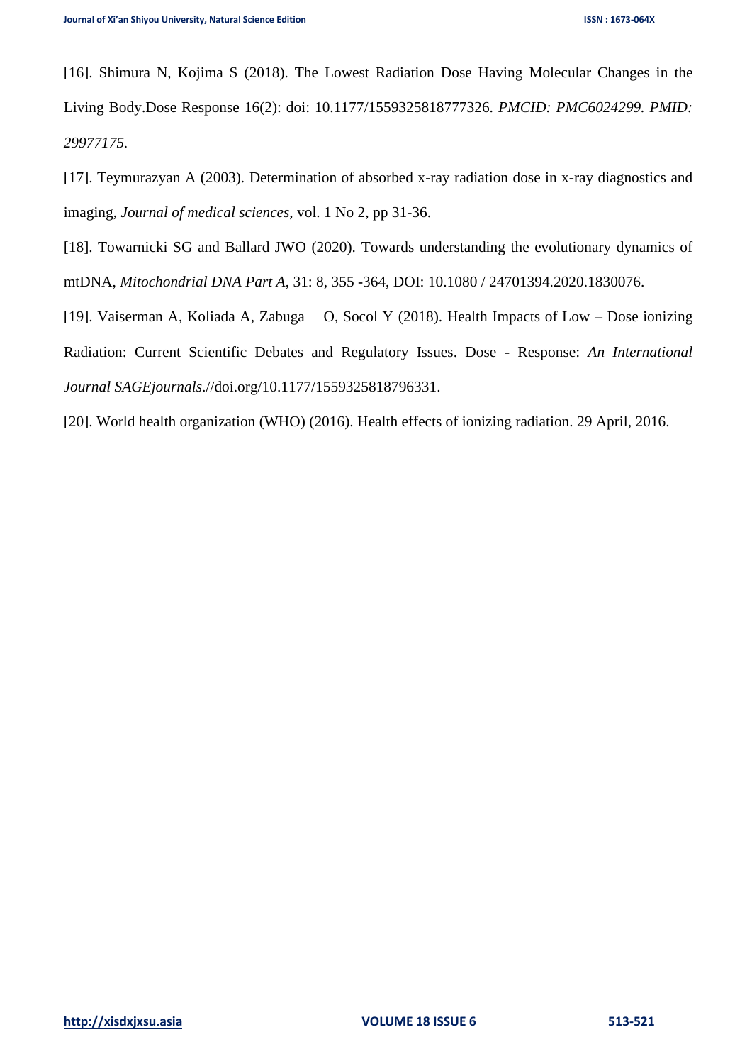[16]. Shimura N, Kojima S (2018). The Lowest Radiation Dose Having Molecular Changes in the Living Body.Dose Response 16(2): doi: 10.1177/1559325818777326. *PMCID: PMC6024299. PMID: 29977175.*

[17]. Teymurazyan A (2003). Determination of absorbed x-ray radiation dose in x-ray diagnostics and imaging, *Journal of medical sciences*, vol. 1 No 2, pp 31-36.

[18]. Towarnicki SG and Ballard JWO (2020). Towards understanding the evolutionary dynamics of mtDNA, *Mitochondrial DNA Part A*, 31: 8, 355 -364, DOI: 10.1080 / 24701394.2020.1830076.

[19]. Vaiserman A, Koliada A, Zabuga O, Socol Y (2018). Health Impacts of Low – Dose ionizing Radiation: Current Scientific Debates and Regulatory Issues. Dose - Response: *An International Journal SAGEjournals*.//doi.org/10.1177/1559325818796331.

[20]. World health organization (WHO) (2016). Health effects of ionizing radiation. 29 April, 2016.